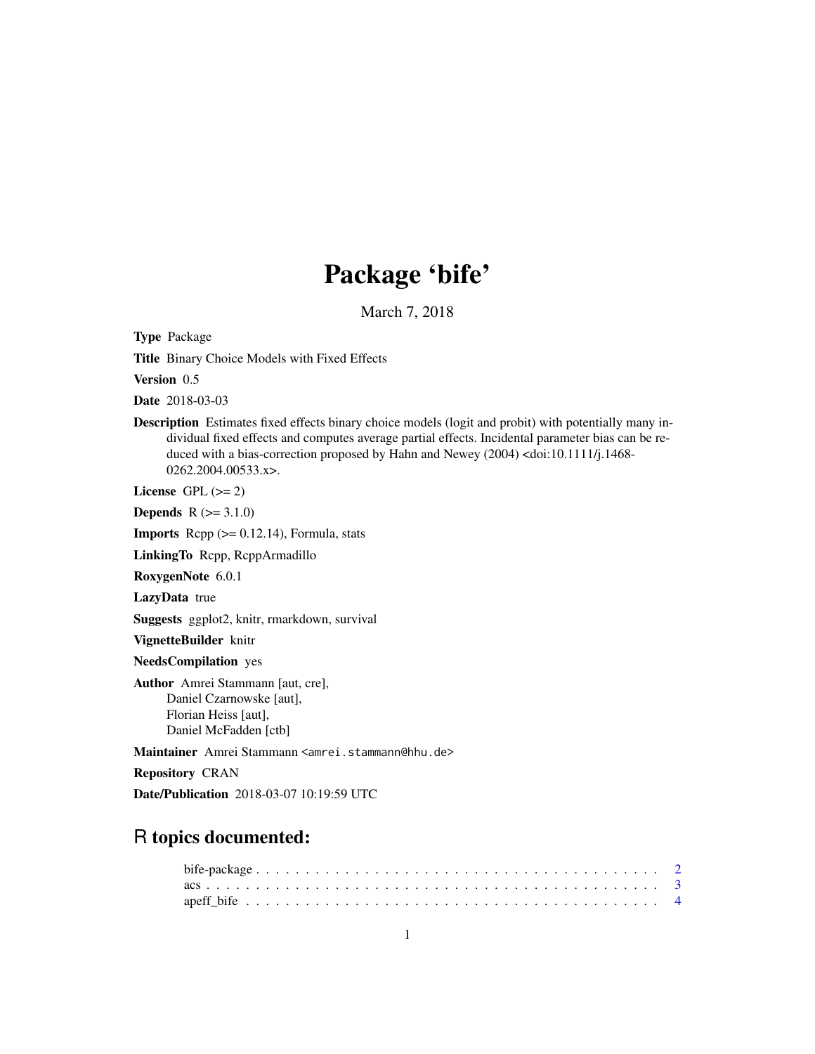# Package 'bife'

March 7, 2018

**Type** Package

**Title** Binary Choice Models with Fixed Effects

**Version** 0.5

**Date** 2018-03-03

**Description** Estimates fixed effects binary choice models (logit and probit) with potentially many individual fixed effects and computes average partial effects. Incidental parameter bias can be reduced with a bias-correction proposed by Hahn and Newey (2004) <doi:10.1111/j.1468-0262.2004.00533.x>.

**License** GPL (>= 2)

**Depends** R (>= 3.1.0)

**Imports** Rcpp (>= 0.12.14), Formula, stats

**LinkingTo** Rcpp, RcppArmadillo

**RoxygenNote** 6.0.1

**LazyData** true

**Suggests** ggplot2, knitr, rmarkdown, survival

**VignetteBuilder** knitr

**NeedsCompilation** yes

**Author** Amrei Stammann [aut, cre],
Daniel Czarnowske [aut],
Florian Heiss [aut],
Daniel McFadden [ctb]

**Maintainer** Amrei Stammann <amrei.stammann@hhu.de>

**Repository** CRAN

**Date/Publication** 2018-03-07 10:19:59 UTC

## R topics documented:

bife-package . . . . . . . . . . . . . . . . . . . . . . . . . . . . . . . . . . . . . . . . 2
acs . . . . . . . . . . . . . . . . . . . . . . . . . . . . . . . . . . . . . . . . . . . . . . 3
apeff_bife . . . . . . . . . . . . . . . . . . . . . . . . . . . . . . . . . . . . . . . . . 4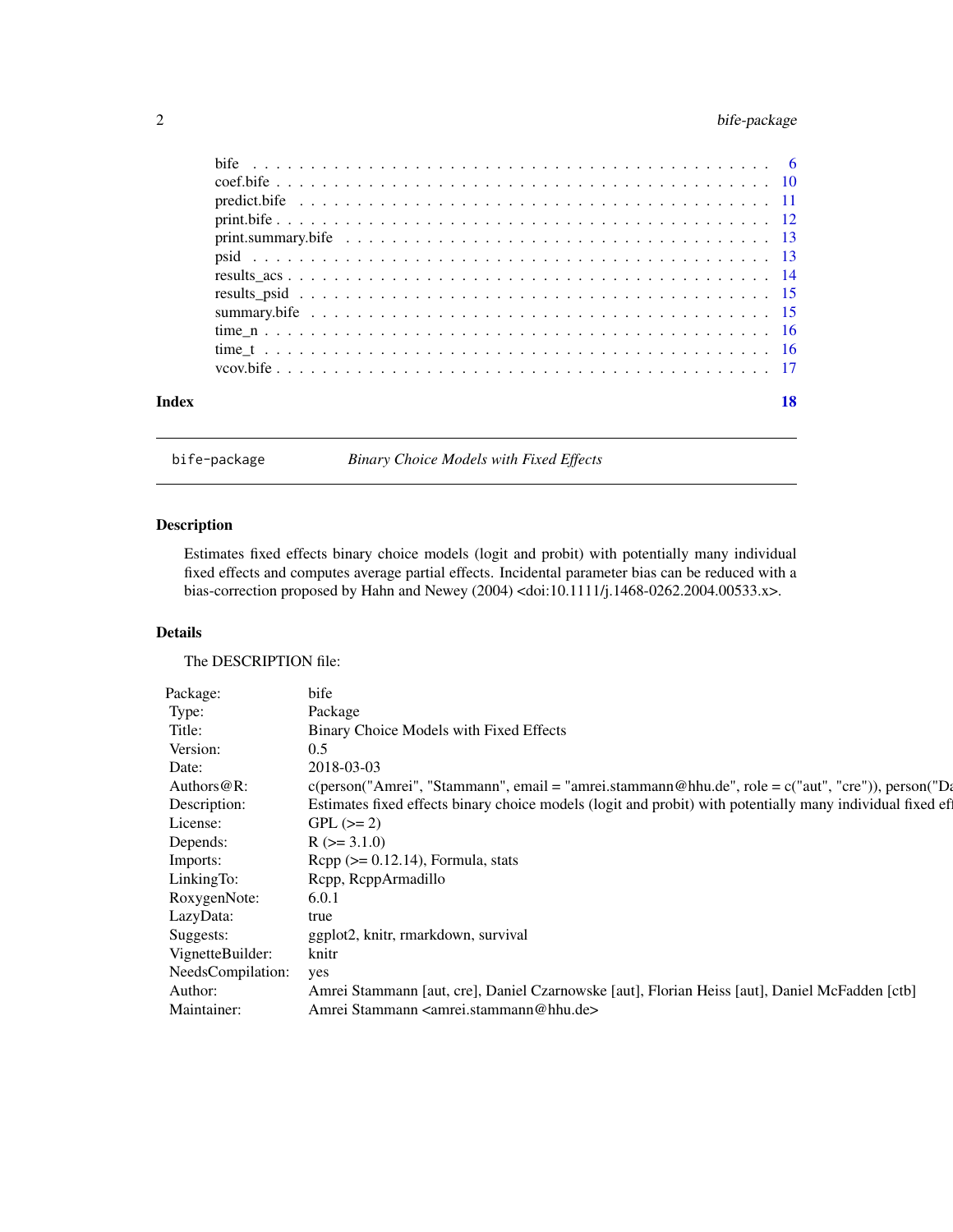| | |
|---|---|
| bife | 6 |
| coef.bife | 10 |
| predict.bife | 11 |
| print.bife | 12 |
| print.summary.bife | 13 |
| psid | 13 |
| results_acs | 14 |
| results_psid | 15 |
| summary.bife | 15 |
| time_n | 16 |
| time_t | 16 |
| vcov.bife | 17 |

**Index** **18**

---

`bife-package` *Binary Choice Models with Fixed Effects*

---

## Description

Estimates fixed effects binary choice models (logit and probit) with potentially many individual fixed effects and computes average partial effects. Incidental parameter bias can be reduced with a bias-correction proposed by Hahn and Newey (2004) <doi:10.1111/j.1468-0262.2004.00533.x>.

## Details

The DESCRIPTION file:

| | |
|---|---|
| Package: | bife |
| Type: | Package |
| Title: | Binary Choice Models with Fixed Effects |
| Version: | 0.5 |
| Date: | 2018-03-03 |
| Authors@R: | c(person("Amrei", "Stammann", email = "amrei.stammann@hhu.de", role = c("aut", "cre")), person("Da |
| Description: | Estimates fixed effects binary choice models (logit and probit) with potentially many individual fixed ef |
| License: | GPL (>= 2) |
| Depends: | R (>= 3.1.0) |
| Imports: | Rcpp (>= 0.12.14), Formula, stats |
| LinkingTo: | Rcpp, RcppArmadillo |
| RoxygenNote: | 6.0.1 |
| LazyData: | true |
| Suggests: | ggplot2, knitr, rmarkdown, survival |
| VignetteBuilder: | knitr |
| NeedsCompilation: | yes |
| Author: | Amrei Stammann [aut, cre], Daniel Czarnowske [aut], Florian Heiss [aut], Daniel McFadden [ctb] |
| Maintainer: | Amrei Stammann <amrei.stammann@hhu.de> |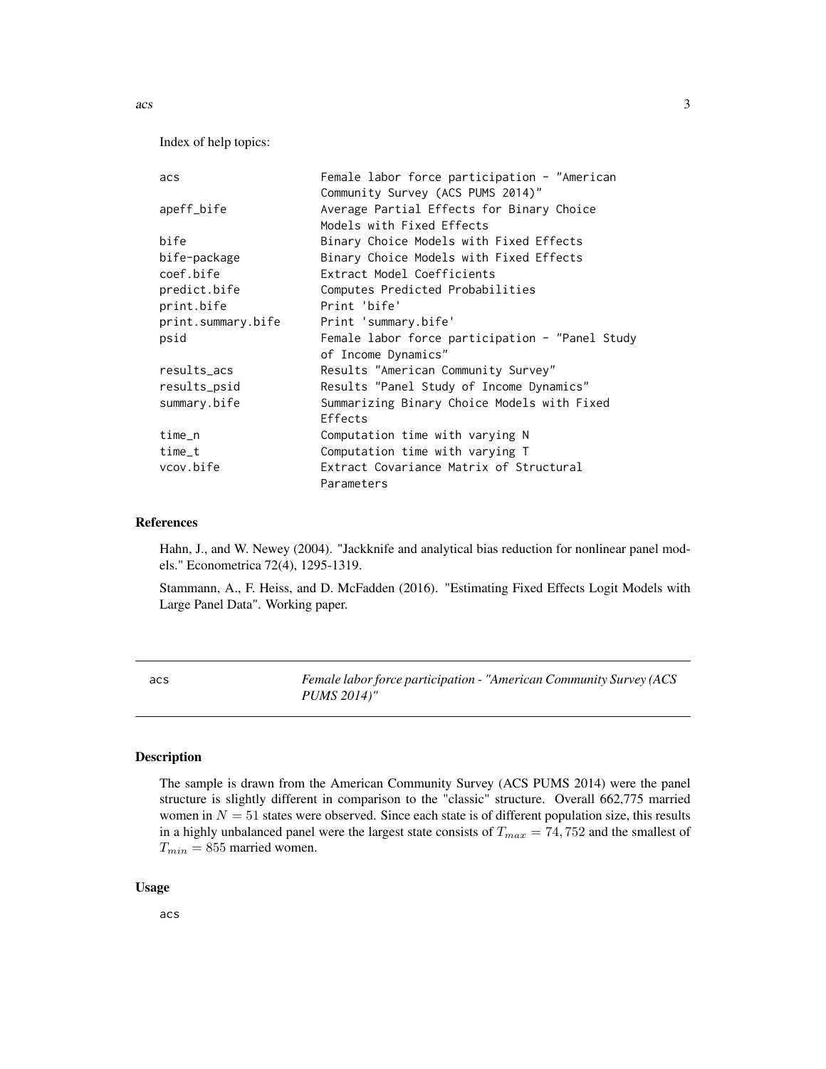Index of help topics:

```
acs                     Female labor force participation - "American
                        Community Survey (ACS PUMS 2014)"
apeff_bife              Average Partial Effects for Binary Choice
                        Models with Fixed Effects
bife                    Binary Choice Models with Fixed Effects
bife-package            Binary Choice Models with Fixed Effects
coef.bife               Extract Model Coefficients
predict.bife            Computes Predicted Probabilities
print.bife              Print 'bife'
print.summary.bife      Print 'summary.bife'
psid                    Female labor force participation - "Panel Study
                        of Income Dynamics"
results_acs             Results "American Community Survey"
results_psid            Results "Panel Study of Income Dynamics"
summary.bife            Summarizing Binary Choice Models with Fixed
                        Effects
time_n                  Computation time with varying N
time_t                  Computation time with varying T
vcov.bife               Extract Covariance Matrix of Structural
                        Parameters
```

## References

Hahn, J., and W. Newey (2004). "Jackknife and analytical bias reduction for nonlinear panel models." Econometrica 72(4), 1295-1319.

Stammann, A., F. Heiss, and D. McFadden (2016). "Estimating Fixed Effects Logit Models with Large Panel Data". Working paper.

---

# acs — *Female labor force participation - "American Community Survey (ACS PUMS 2014)"*

## Description

The sample is drawn from the American Community Survey (ACS PUMS 2014) were the panel structure is slightly different in comparison to the "classic" structure. Overall 662,775 married women in $N = 51$ states were observed. Since each state is of different population size, this results in a highly unbalanced panel were the largest state consists of $T_{max} = 74,752$ and the smallest of $T_{min} = 855$ married women.

## Usage

```
acs
```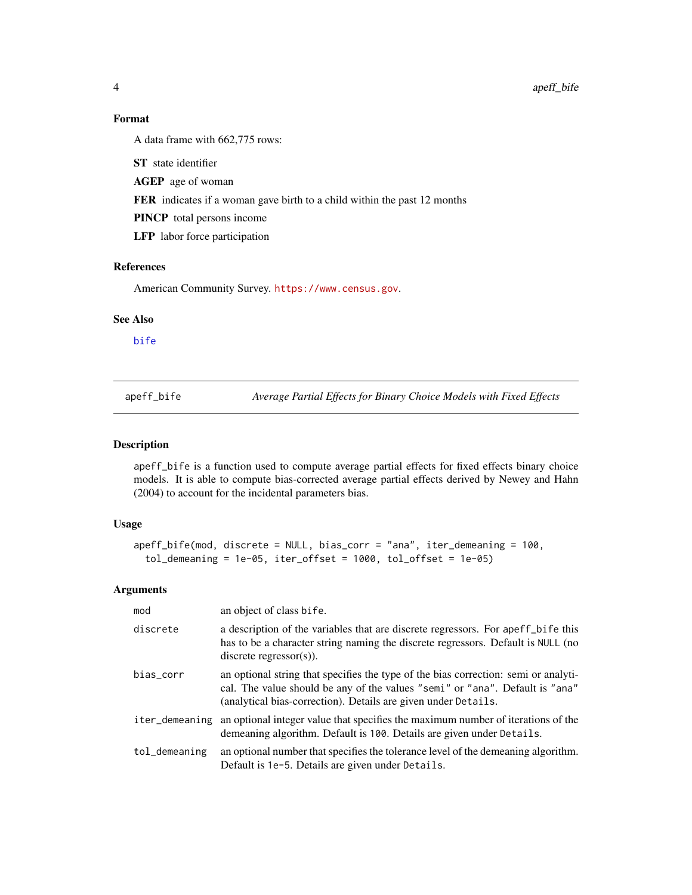### Format

A data frame with 662,775 rows:

**ST** state identifier

**AGEP** age of woman

**FER** indicates if a woman gave birth to a child within the past 12 months

**PINCP** total persons income

**LFP** labor force participation

### References

American Community Survey. https://www.census.gov.

### See Also

bife

---

## apeff_bife — *Average Partial Effects for Binary Choice Models with Fixed Effects*

### Description

apeff_bife is a function used to compute average partial effects for fixed effects binary choice models. It is able to compute bias-corrected average partial effects derived by Newey and Hahn (2004) to account for the incidental parameters bias.

### Usage

```
apeff_bife(mod, discrete = NULL, bias_corr = "ana", iter_demeaning = 100,
  tol_demeaning = 1e-05, iter_offset = 1000, tol_offset = 1e-05)
```

### Arguments

| | |
|---|---|
| mod | an object of class bife. |
| discrete | a description of the variables that are discrete regressors. For apeff_bife this has to be a character string naming the discrete regressors. Default is NULL (no discrete regressor(s)). |
| bias_corr | an optional string that specifies the type of the bias correction: semi or analytical. The value should be any of the values "semi" or "ana". Default is "ana" (analytical bias-correction). Details are given under Details. |
| iter_demeaning | an optional integer value that specifies the maximum number of iterations of the demeaning algorithm. Default is 100. Details are given under Details. |
| tol_demeaning | an optional number that specifies the tolerance level of the demeaning algorithm. Default is 1e-5. Details are given under Details. |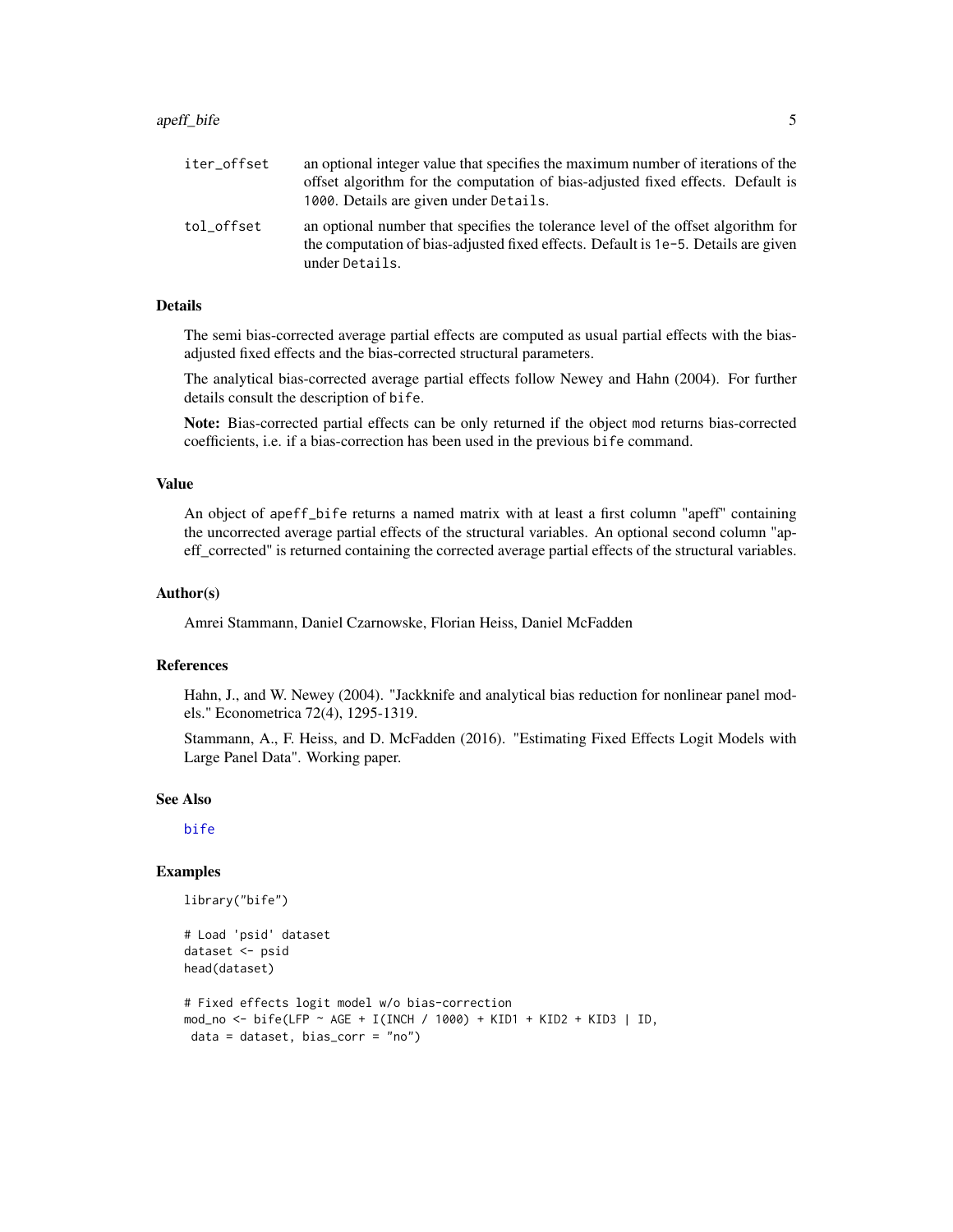| | |
|---|---|
| iter_offset | an optional integer value that specifies the maximum number of iterations of the offset algorithm for the computation of bias-adjusted fixed effects. Default is 1000. Details are given under Details. |
| tol_offset | an optional number that specifies the tolerance level of the offset algorithm for the computation of bias-adjusted fixed effects. Default is 1e-5. Details are given under Details. |

## Details

The semi bias-corrected average partial effects are computed as usual partial effects with the bias-adjusted fixed effects and the bias-corrected structural parameters.

The analytical bias-corrected average partial effects follow Newey and Hahn (2004). For further details consult the description of bife.

**Note:** Bias-corrected partial effects can be only returned if the object mod returns bias-corrected coefficients, i.e. if a bias-correction has been used in the previous bife command.

## Value

An object of apeff_bife returns a named matrix with at least a first column "apeff" containing the uncorrected average partial effects of the structural variables. An optional second column "apeff_corrected" is returned containing the corrected average partial effects of the structural variables.

## Author(s)

Amrei Stammann, Daniel Czarnowske, Florian Heiss, Daniel McFadden

## References

Hahn, J., and W. Newey (2004). "Jackknife and analytical bias reduction for nonlinear panel models." Econometrica 72(4), 1295-1319.

Stammann, A., F. Heiss, and D. McFadden (2016). "Estimating Fixed Effects Logit Models with Large Panel Data". Working paper.

## See Also

bife

## Examples

```
library("bife")

# Load 'psid' dataset
dataset <- psid
head(dataset)

# Fixed effects logit model w/o bias-correction
mod_no <- bife(LFP ~ AGE + I(INCH / 1000) + KID1 + KID2 + KID3 | ID,
 data = dataset, bias_corr = "no")
```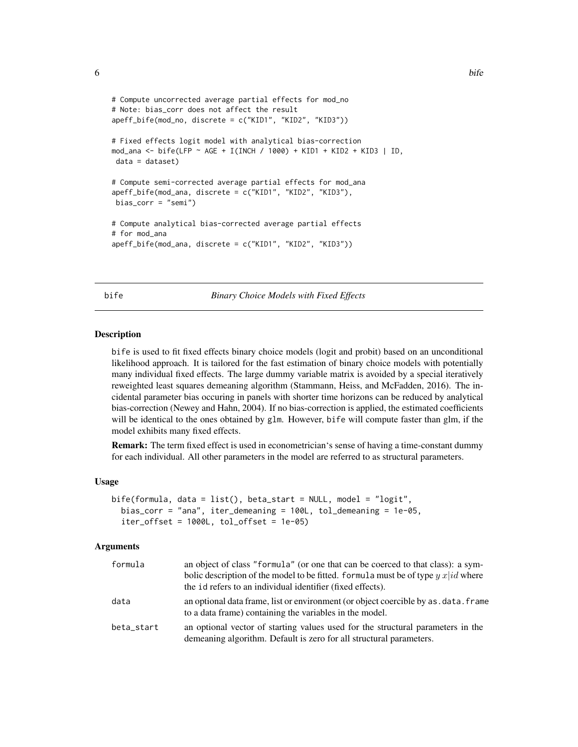```
# Compute uncorrected average partial effects for mod_no
# Note: bias_corr does not affect the result
apeff_bife(mod_no, discrete = c("KID1", "KID2", "KID3"))

# Fixed effects logit model with analytical bias-correction
mod_ana <- bife(LFP ~ AGE + I(INCH / 1000) + KID1 + KID2 + KID3 | ID,
 data = dataset)

# Compute semi-corrected average partial effects for mod_ana
apeff_bife(mod_ana, discrete = c("KID1", "KID2", "KID3"),
 bias_corr = "semi")

# Compute analytical bias-corrected average partial effects
# for mod_ana
apeff_bife(mod_ana, discrete = c("KID1", "KID2", "KID3"))
```

## bife — *Binary Choice Models with Fixed Effects*

### Description

bife is used to fit fixed effects binary choice models (logit and probit) based on an unconditional likelihood approach. It is tailored for the fast estimation of binary choice models with potentially many individual fixed effects. The large dummy variable matrix is avoided by a special iteratively reweighted least squares demeaning algorithm (Stammann, Heiss, and McFadden, 2016). The incidental parameter bias occuring in panels with shorter time horizons can be reduced by analytical bias-correction (Newey and Hahn, 2004). If no bias-correction is applied, the estimated coefficients will be identical to the ones obtained by glm. However, bife will compute faster than glm, if the model exhibits many fixed effects.

**Remark:** The term fixed effect is used in econometrician's sense of having a time-constant dummy for each individual. All other parameters in the model are referred to as structural parameters.

### Usage

```
bife(formula, data = list(), beta_start = NULL, model = "logit",
  bias_corr = "ana", iter_demeaning = 100L, tol_demeaning = 1e-05,
  iter_offset = 1000L, tol_offset = 1e-05)
```

### Arguments

| | |
|---|---|
| formula | an object of class "formula" (or one that can be coerced to that class): a symbolic description of the model to be fitted. formula must be of type $y\ x|id$ where the id refers to an individual identifier (fixed effects). |
| data | an optional data frame, list or environment (or object coercible by as.data.frame to a data frame) containing the variables in the model. |
| beta_start | an optional vector of starting values used for the structural parameters in the demeaning algorithm. Default is zero for all structural parameters. |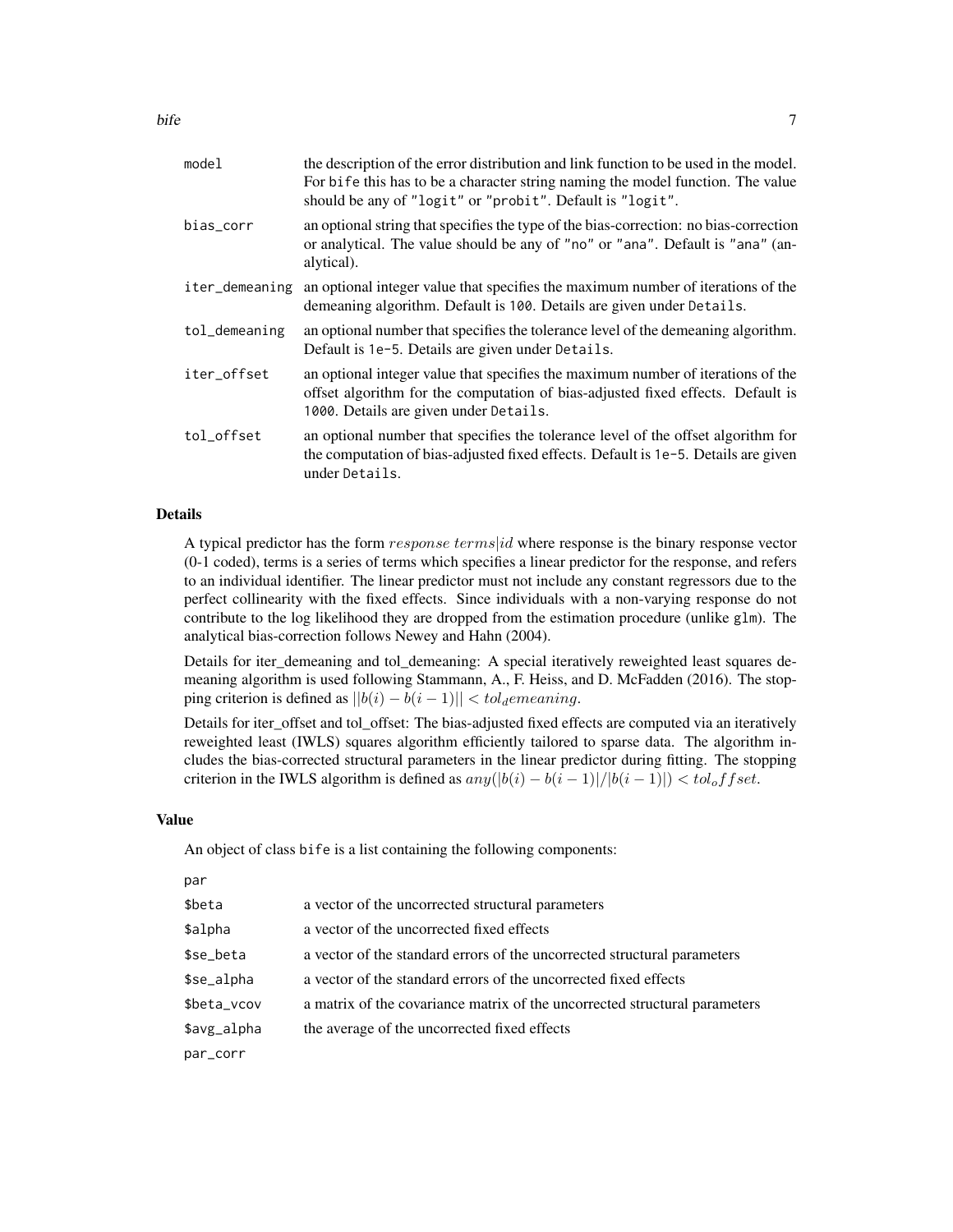| | |
|---|---|
| model | the description of the error distribution and link function to be used in the model. For bife this has to be a character string naming the model function. The value should be any of "logit" or "probit". Default is "logit". |
| bias_corr | an optional string that specifies the type of the bias-correction: no bias-correction or analytical. The value should be any of "no" or "ana". Default is "ana" (analytical). |
| iter_demeaning | an optional integer value that specifies the maximum number of iterations of the demeaning algorithm. Default is 100. Details are given under Details. |
| tol_demeaning | an optional number that specifies the tolerance level of the demeaning algorithm. Default is 1e-5. Details are given under Details. |
| iter_offset | an optional integer value that specifies the maximum number of iterations of the offset algorithm for the computation of bias-adjusted fixed effects. Default is 1000. Details are given under Details. |
| tol_offset | an optional number that specifies the tolerance level of the offset algorithm for the computation of bias-adjusted fixed effects. Default is 1e-5. Details are given under Details. |

## Details

A typical predictor has the form $response\ terms|id$ where response is the binary response vector (0-1 coded), terms is a series of terms which specifies a linear predictor for the response, and refers to an individual identifier. The linear predictor must not include any constant regressors due to the perfect collinearity with the fixed effects. Since individuals with a non-varying response do not contribute to the log likelihood they are dropped from the estimation procedure (unlike glm). The analytical bias-correction follows Newey and Hahn (2004).

Details for iter_demeaning and tol_demeaning: A special iteratively reweighted least squares demeaning algorithm is used following Stammann, A., F. Heiss, and D. McFadden (2016). The stopping criterion is defined as $||b(i) - b(i-1)|| < tol_demeaning$.

Details for iter_offset and tol_offset: The bias-adjusted fixed effects are computed via an iteratively reweighted least (IWLS) squares algorithm efficiently tailored to sparse data. The algorithm includes the bias-corrected structural parameters in the linear predictor during fitting. The stopping criterion in the IWLS algorithm is defined as $any(|b(i) - b(i-1)|/|b(i-1)|) < tol_offset$.

## Value

An object of class bife is a list containing the following components:

par

| | |
|---|---|
| $beta | a vector of the uncorrected structural parameters |
| $alpha | a vector of the uncorrected fixed effects |
| $se_beta | a vector of the standard errors of the uncorrected structural parameters |
| $se_alpha | a vector of the standard errors of the uncorrected fixed effects |
| $beta_vcov | a matrix of the covariance matrix of the uncorrected structural parameters |
| $avg_alpha | the average of the uncorrected fixed effects |

par_corr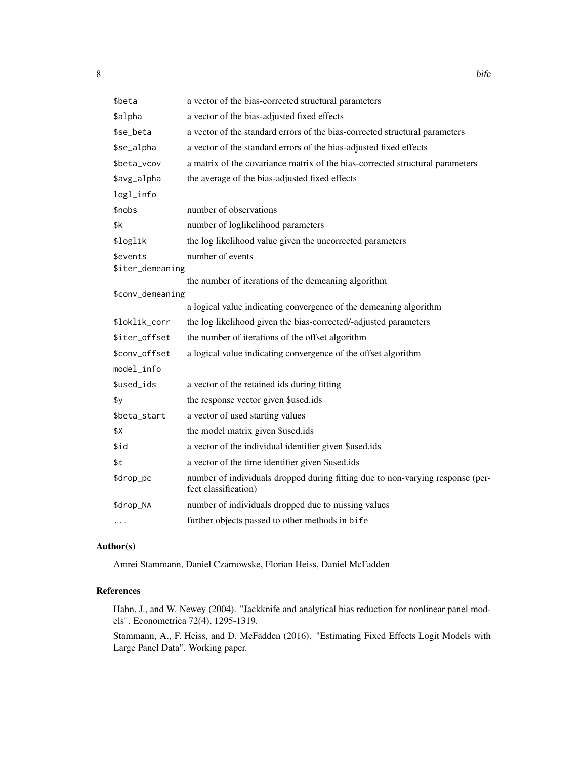| | |
|---|---|
| $beta | a vector of the bias-corrected structural parameters |
| $alpha | a vector of the bias-adjusted fixed effects |
| $se_beta | a vector of the standard errors of the bias-corrected structural parameters |
| $se_alpha | a vector of the standard errors of the bias-adjusted fixed effects |
| $beta_vcov | a matrix of the covariance matrix of the bias-corrected structural parameters |
| $avg_alpha | the average of the bias-adjusted fixed effects |
| logl_info | |
| $nobs | number of observations |
| $k | number of loglikelihood parameters |
| $loglik | the log likelihood value given the uncorrected parameters |
| $events | number of events |
| $iter_demeaning | the number of iterations of the demeaning algorithm |
| $conv_demeaning | a logical value indicating convergence of the demeaning algorithm |
| $loklik_corr | the log likelihood given the bias-corrected/-adjusted parameters |
| $iter_offset | the number of iterations of the offset algorithm |
| $conv_offset | a logical value indicating convergence of the offset algorithm |
| model_info | |
| $used_ids | a vector of the retained ids during fitting |
| $y | the response vector given $used.ids |
| $beta_start | a vector of used starting values |
| $X | the model matrix given $used.ids |
| $id | a vector of the individual identifier given $used.ids |
| $t | a vector of the time identifier given $used.ids |
| $drop_pc | number of individuals dropped during fitting due to non-varying response (perfect classification) |
| $drop_NA | number of individuals dropped due to missing values |
| ... | further objects passed to other methods in bife |

## Author(s)

Amrei Stammann, Daniel Czarnowske, Florian Heiss, Daniel McFadden

## References

Hahn, J., and W. Newey (2004). "Jackknife and analytical bias reduction for nonlinear panel models". Econometrica 72(4), 1295-1319.

Stammann, A., F. Heiss, and D. McFadden (2016). "Estimating Fixed Effects Logit Models with Large Panel Data". Working paper.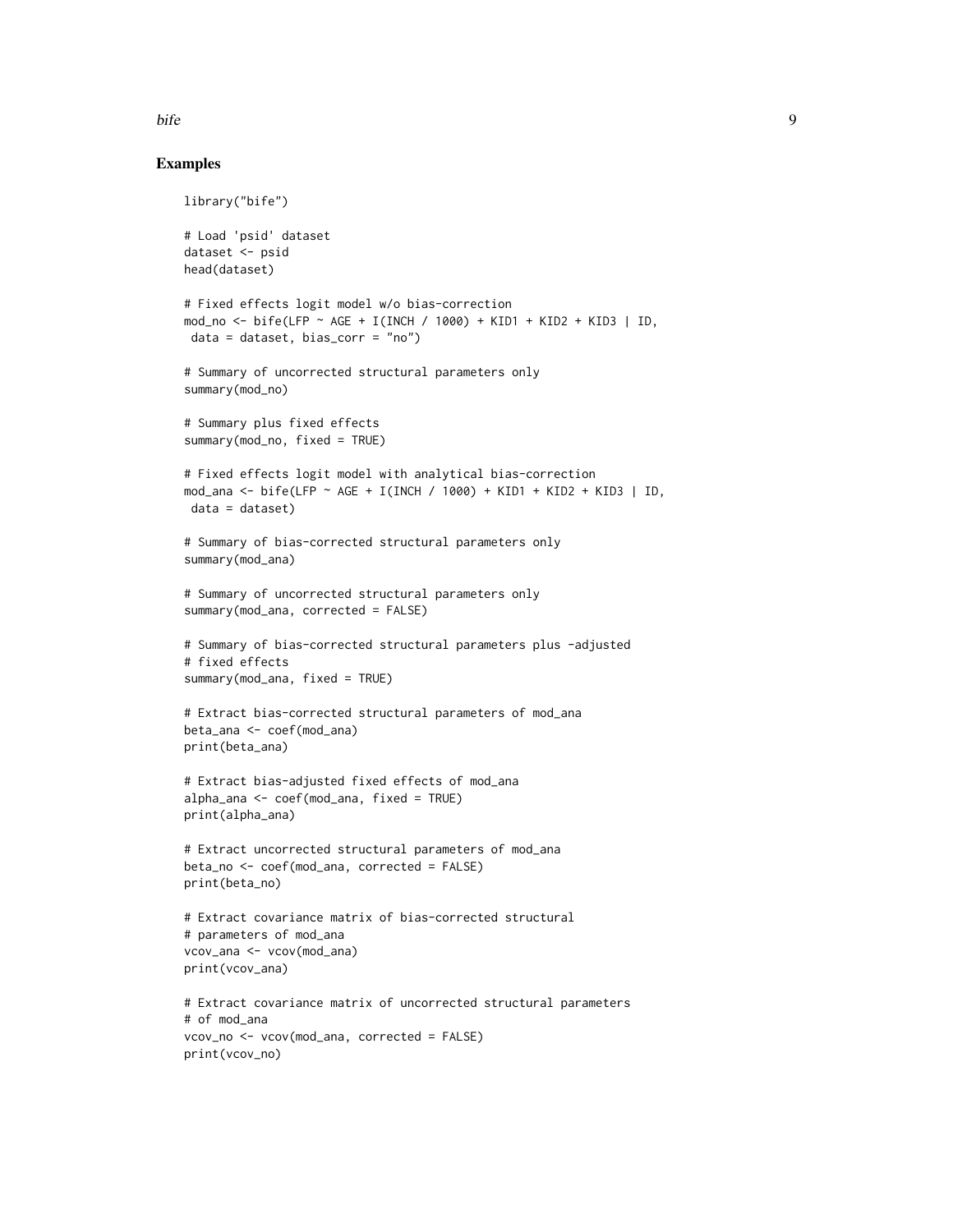## Examples

```
library("bife")

# Load 'psid' dataset
dataset <- psid
head(dataset)

# Fixed effects logit model w/o bias-correction
mod_no <- bife(LFP ~ AGE + I(INCH / 1000) + KID1 + KID2 + KID3 | ID,
 data = dataset, bias_corr = "no")

# Summary of uncorrected structural parameters only
summary(mod_no)

# Summary plus fixed effects
summary(mod_no, fixed = TRUE)

# Fixed effects logit model with analytical bias-correction
mod_ana <- bife(LFP ~ AGE + I(INCH / 1000) + KID1 + KID2 + KID3 | ID,
 data = dataset)

# Summary of bias-corrected structural parameters only
summary(mod_ana)

# Summary of uncorrected structural parameters only
summary(mod_ana, corrected = FALSE)

# Summary of bias-corrected structural parameters plus -adjusted
# fixed effects
summary(mod_ana, fixed = TRUE)

# Extract bias-corrected structural parameters of mod_ana
beta_ana <- coef(mod_ana)
print(beta_ana)

# Extract bias-adjusted fixed effects of mod_ana
alpha_ana <- coef(mod_ana, fixed = TRUE)
print(alpha_ana)

# Extract uncorrected structural parameters of mod_ana
beta_no <- coef(mod_ana, corrected = FALSE)
print(beta_no)

# Extract covariance matrix of bias-corrected structural
# parameters of mod_ana
vcov_ana <- vcov(mod_ana)
print(vcov_ana)

# Extract covariance matrix of uncorrected structural parameters
# of mod_ana
vcov_no <- vcov(mod_ana, corrected = FALSE)
print(vcov_no)
```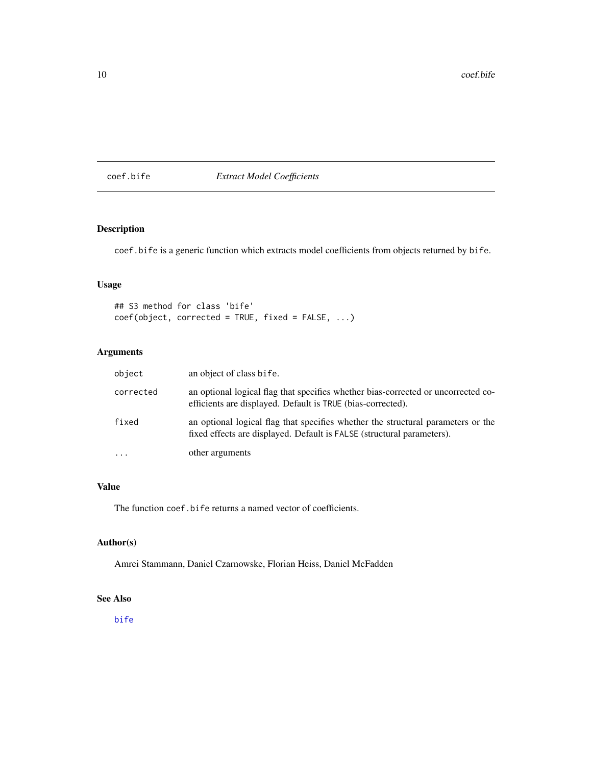# coef.bife *Extract Model Coefficients*

## Description

`coef.bife` is a generic function which extracts model coefficients from objects returned by `bife`.

## Usage

```
## S3 method for class 'bife'
coef(object, corrected = TRUE, fixed = FALSE, ...)
```

## Arguments

| | |
|---|---|
| `object` | an object of class `bife`. |
| `corrected` | an optional logical flag that specifies whether bias-corrected or uncorrected coefficients are displayed. Default is `TRUE` (bias-corrected). |
| `fixed` | an optional logical flag that specifies whether the structural parameters or the fixed effects are displayed. Default is `FALSE` (structural parameters). |
| `...` | other arguments |

## Value

The function `coef.bife` returns a named vector of coefficients.

## Author(s)

Amrei Stammann, Daniel Czarnowske, Florian Heiss, Daniel McFadden

## See Also

`bife`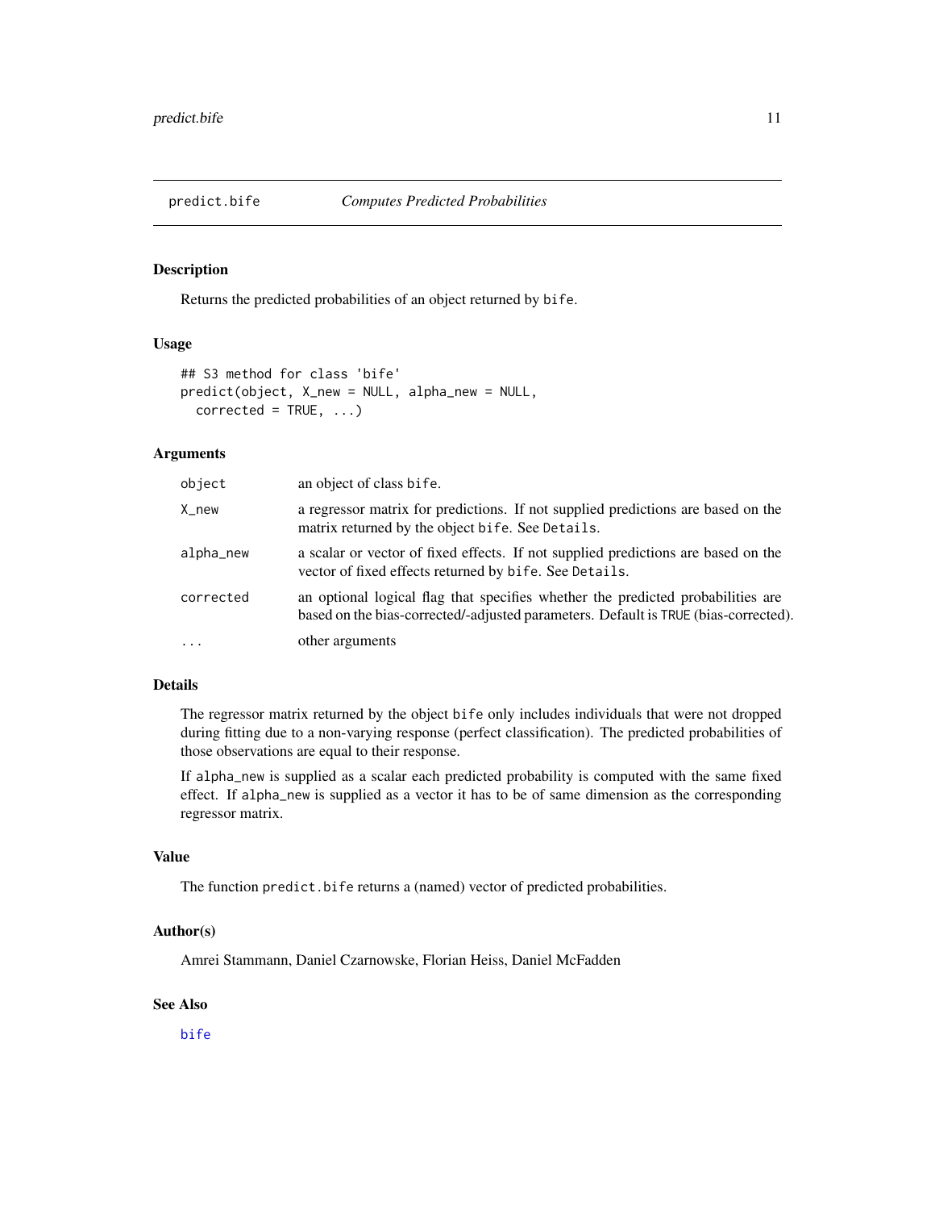# predict.bife — *Computes Predicted Probabilities*

## Description

Returns the predicted probabilities of an object returned by `bife`.

## Usage

```
## S3 method for class 'bife'
predict(object, X_new = NULL, alpha_new = NULL,
  corrected = TRUE, ...)
```

## Arguments

| | |
|---|---|
| `object` | an object of class `bife`. |
| `X_new` | a regressor matrix for predictions. If not supplied predictions are based on the matrix returned by the object `bife`. See `Details`. |
| `alpha_new` | a scalar or vector of fixed effects. If not supplied predictions are based on the vector of fixed effects returned by `bife`. See `Details`. |
| `corrected` | an optional logical flag that specifies whether the predicted probabilities are based on the bias-corrected/-adjusted parameters. Default is `TRUE` (bias-corrected). |
| `...` | other arguments |

## Details

The regressor matrix returned by the object `bife` only includes individuals that were not dropped during fitting due to a non-varying response (perfect classification). The predicted probabilities of those observations are equal to their response.

If `alpha_new` is supplied as a scalar each predicted probability is computed with the same fixed effect. If `alpha_new` is supplied as a vector it has to be of same dimension as the corresponding regressor matrix.

## Value

The function `predict.bife` returns a (named) vector of predicted probabilities.

## Author(s)

Amrei Stammann, Daniel Czarnowske, Florian Heiss, Daniel McFadden

## See Also

`bife`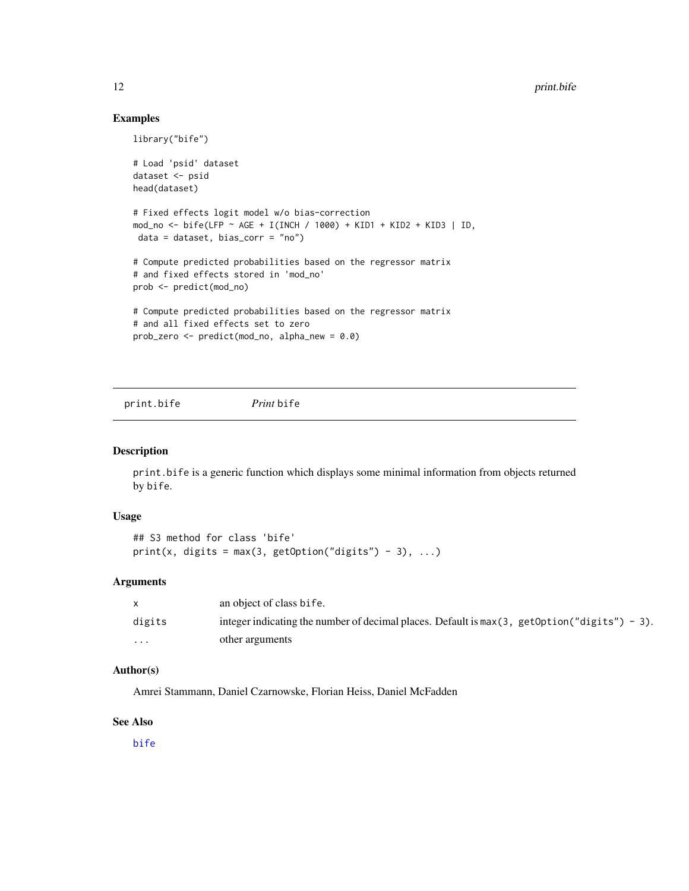## Examples

```
library("bife")

# Load 'psid' dataset
dataset <- psid
head(dataset)

# Fixed effects logit model w/o bias-correction
mod_no <- bife(LFP ~ AGE + I(INCH / 1000) + KID1 + KID2 + KID3 | ID,
 data = dataset, bias_corr = "no")

# Compute predicted probabilities based on the regressor matrix
# and fixed effects stored in 'mod_no'
prob <- predict(mod_no)

# Compute predicted probabilities based on the regressor matrix
# and all fixed effects set to zero
prob_zero <- predict(mod_no, alpha_new = 0.0)
```

---

# print.bife *Print* bife

## Description

print.bife is a generic function which displays some minimal information from objects returned by bife.

## Usage

```
## S3 method for class 'bife'
print(x, digits = max(3, getOption("digits") - 3), ...)
```

## Arguments

| | |
|---|---|
| x | an object of class bife. |
| digits | integer indicating the number of decimal places. Default is max(3, getOption("digits") - 3). |
| ... | other arguments |

## Author(s)

Amrei Stammann, Daniel Czarnowske, Florian Heiss, Daniel McFadden

## See Also

bife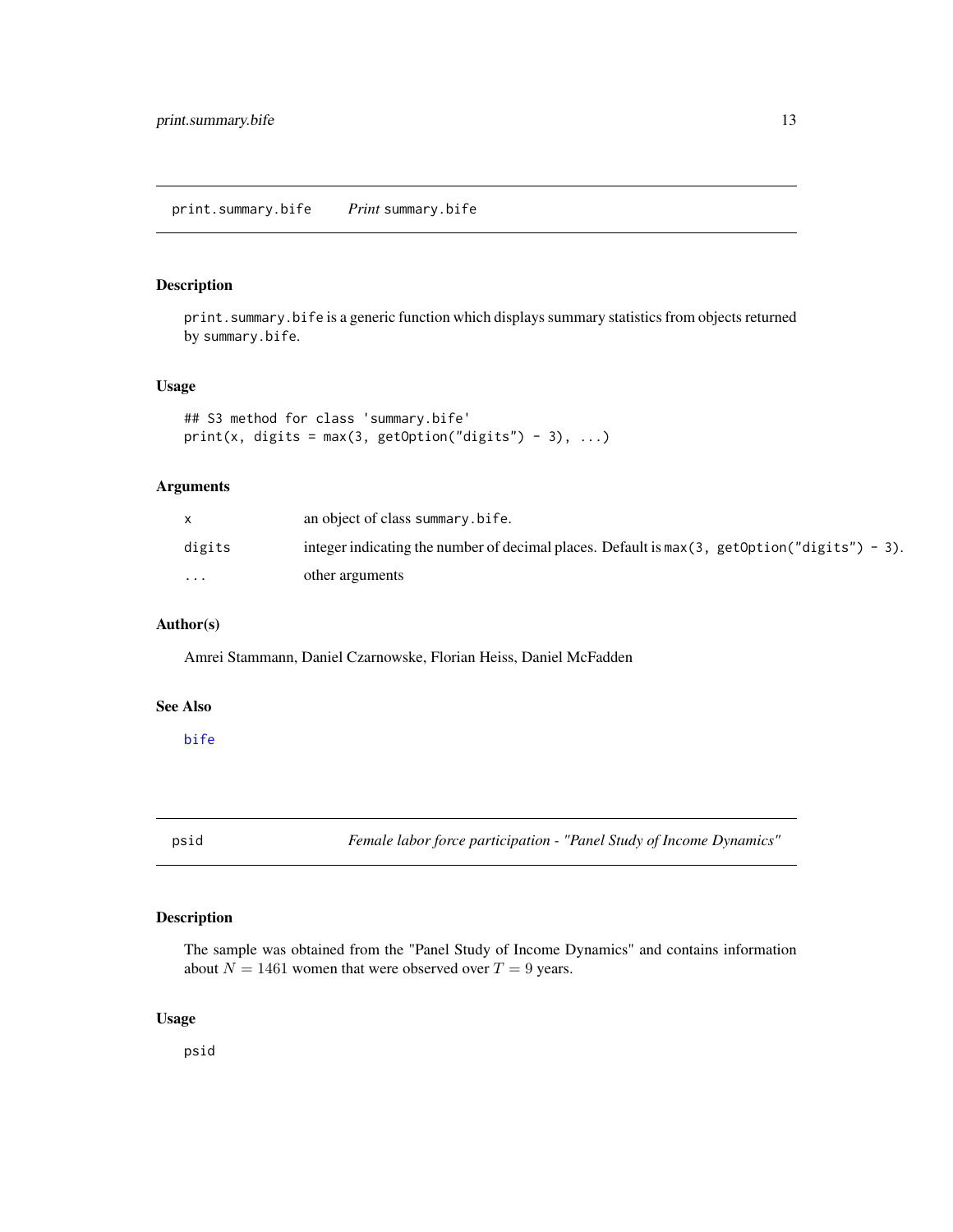## print.summary.bife — *Print* summary.bife

### Description

print.summary.bife is a generic function which displays summary statistics from objects returned by summary.bife.

### Usage

```
## S3 method for class 'summary.bife'
print(x, digits = max(3, getOption("digits") - 3), ...)
```

### Arguments

| | |
|---|---|
| x | an object of class summary.bife. |
| digits | integer indicating the number of decimal places. Default is max(3, getOption("digits") - 3). |
| ... | other arguments |

### Author(s)

Amrei Stammann, Daniel Czarnowske, Florian Heiss, Daniel McFadden

### See Also

bife

## psid — *Female labor force participation - "Panel Study of Income Dynamics"*

### Description

The sample was obtained from the "Panel Study of Income Dynamics" and contains information about $N = 1461$ women that were observed over $T = 9$ years.

### Usage

```
psid
```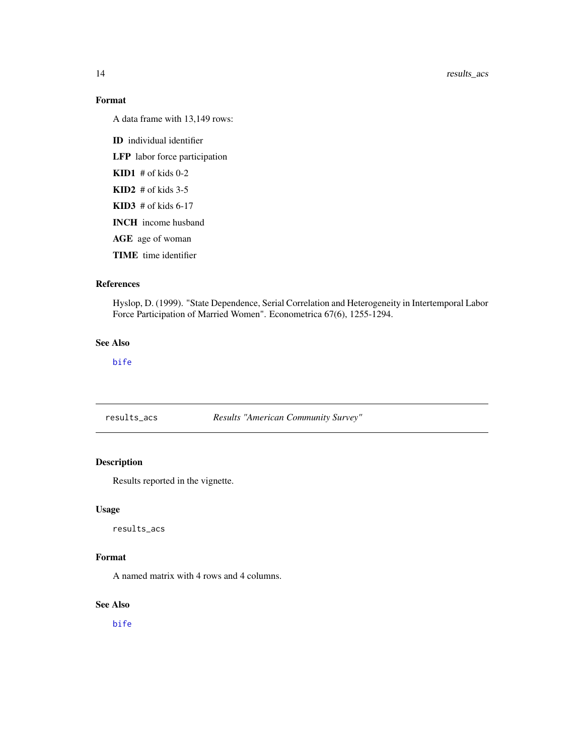## Format

A data frame with 13,149 rows:

**ID** individual identifier

**LFP** labor force participation

**KID1** # of kids 0-2

**KID2** # of kids 3-5

**KID3** # of kids 6-17

**INCH** income husband

**AGE** age of woman

**TIME** time identifier

## References

Hyslop, D. (1999). "State Dependence, Serial Correlation and Heterogeneity in Intertemporal Labor Force Participation of Married Women". Econometrica 67(6), 1255-1294.

## See Also

bife

---

# results_acs — *Results "American Community Survey"*

## Description

Results reported in the vignette.

## Usage

```
results_acs
```

## Format

A named matrix with 4 rows and 4 columns.

## See Also

bife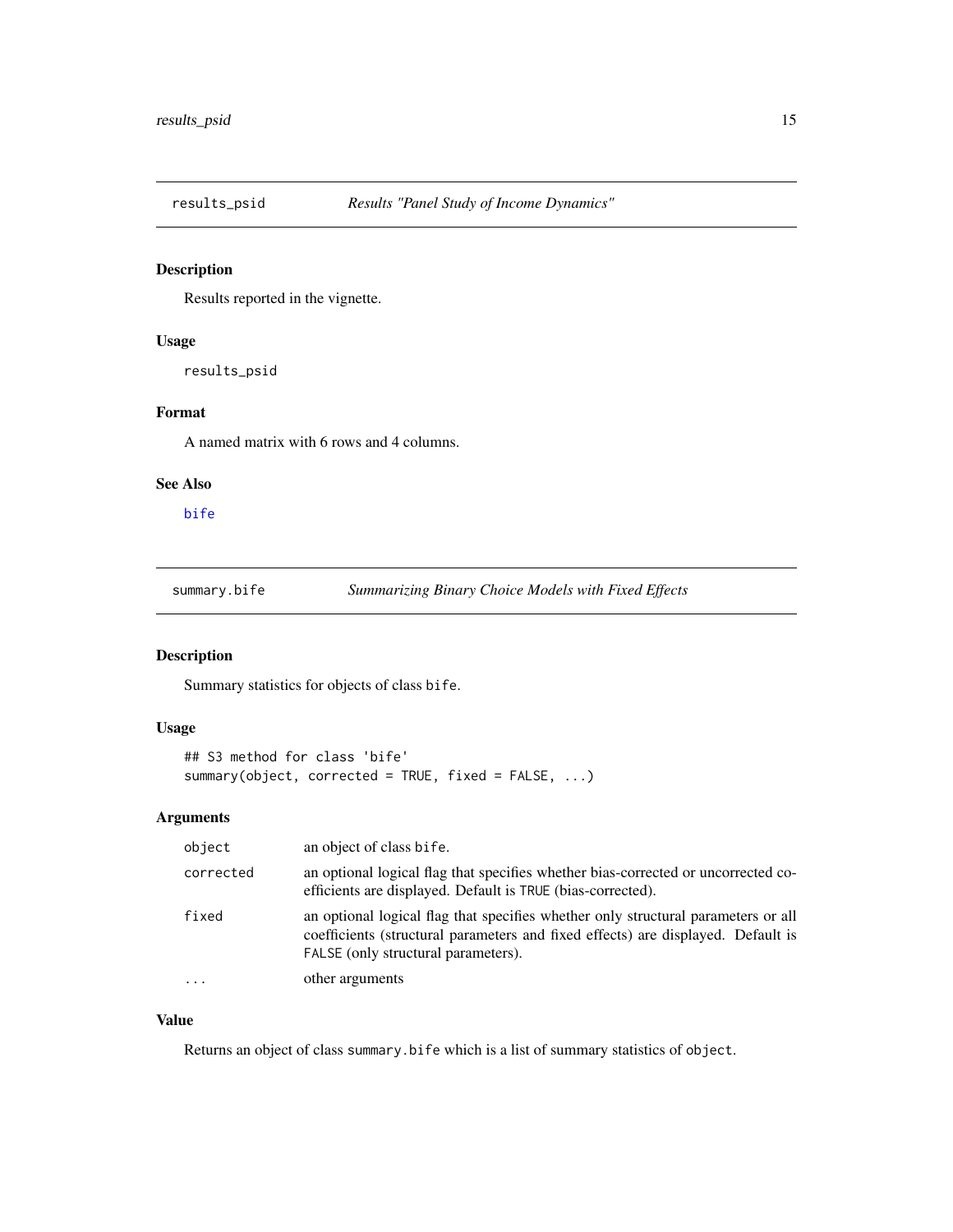## results_psid *Results "Panel Study of Income Dynamics"*

### Description

Results reported in the vignette.

### Usage

```
results_psid
```

### Format

A named matrix with 6 rows and 4 columns.

### See Also

bife

## summary.bife *Summarizing Binary Choice Models with Fixed Effects*

### Description

Summary statistics for objects of class `bife`.

### Usage

```
## S3 method for class 'bife'
summary(object, corrected = TRUE, fixed = FALSE, ...)
```

### Arguments

| | |
|---|---|
| `object` | an object of class `bife`. |
| `corrected` | an optional logical flag that specifies whether bias-corrected or uncorrected coefficients are displayed. Default is `TRUE` (bias-corrected). |
| `fixed` | an optional logical flag that specifies whether only structural parameters or all coefficients (structural parameters and fixed effects) are displayed. Default is `FALSE` (only structural parameters). |
| `...` | other arguments |

### Value

Returns an object of class `summary.bife` which is a list of summary statistics of `object`.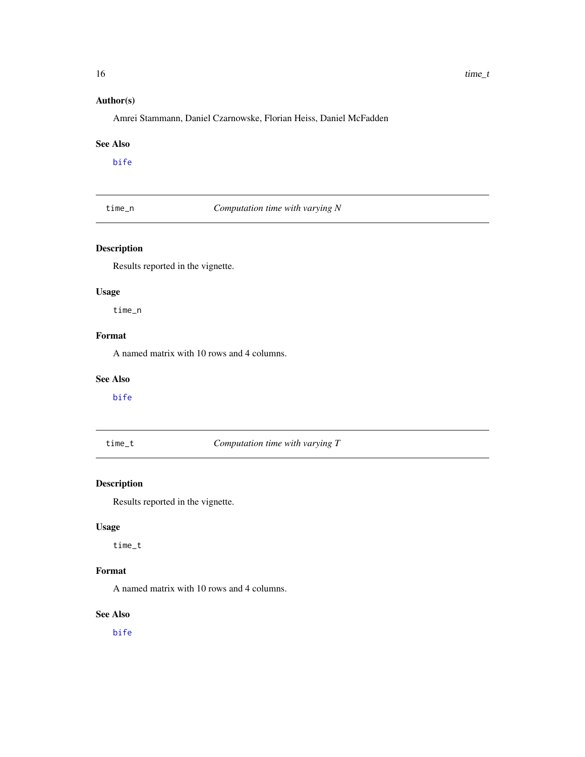### Author(s)

Amrei Stammann, Daniel Czarnowske, Florian Heiss, Daniel McFadden

### See Also

bife

---

## time_n — *Computation time with varying N*

### Description

Results reported in the vignette.

### Usage

```
time_n
```

### Format

A named matrix with 10 rows and 4 columns.

### See Also

bife

---

## time_t — *Computation time with varying T*

### Description

Results reported in the vignette.

### Usage

```
time_t
```

### Format

A named matrix with 10 rows and 4 columns.

### See Also

bife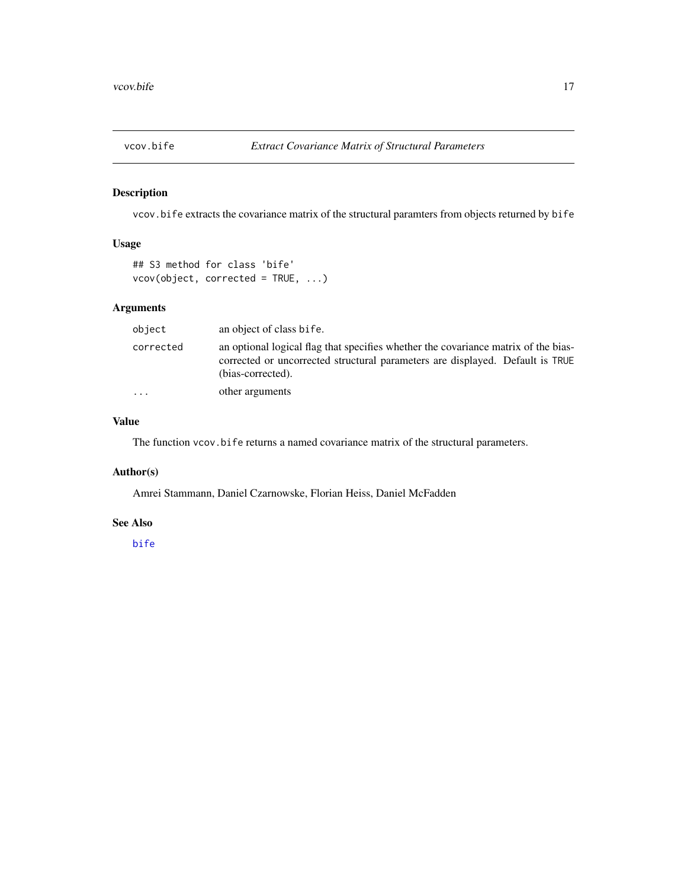## vcov.bife — *Extract Covariance Matrix of Structural Parameters*

### Description

`vcov.bife` extracts the covariance matrix of the structural paramters from objects returned by `bife`

### Usage

```
## S3 method for class 'bife'
vcov(object, corrected = TRUE, ...)
```

### Arguments

| | |
|---|---|
| `object` | an object of class `bife`. |
| `corrected` | an optional logical flag that specifies whether the covariance matrix of the bias-corrected or uncorrected structural parameters are displayed. Default is `TRUE` (bias-corrected). |
| `...` | other arguments |

### Value

The function `vcov.bife` returns a named covariance matrix of the structural parameters.

### Author(s)

Amrei Stammann, Daniel Czarnowske, Florian Heiss, Daniel McFadden

### See Also

`bife`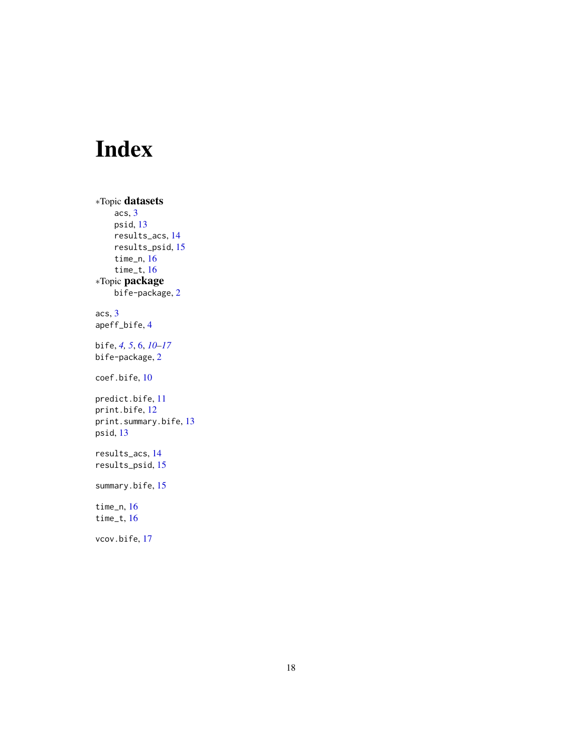# Index

∗Topic **datasets**

acs, 3
psid, 13
results_acs, 14
results_psid, 15
time_n, 16
time_t, 16

∗Topic **package**

bife-package, 2

acs, 3
apeff_bife, 4

bife, *4, 5*, 6, *10–17*
bife-package, 2

coef.bife, 10

predict.bife, 11
print.bife, 12
print.summary.bife, 13
psid, 13

results_acs, 14
results_psid, 15

summary.bife, 15

time_n, 16
time_t, 16

vcov.bife, 17